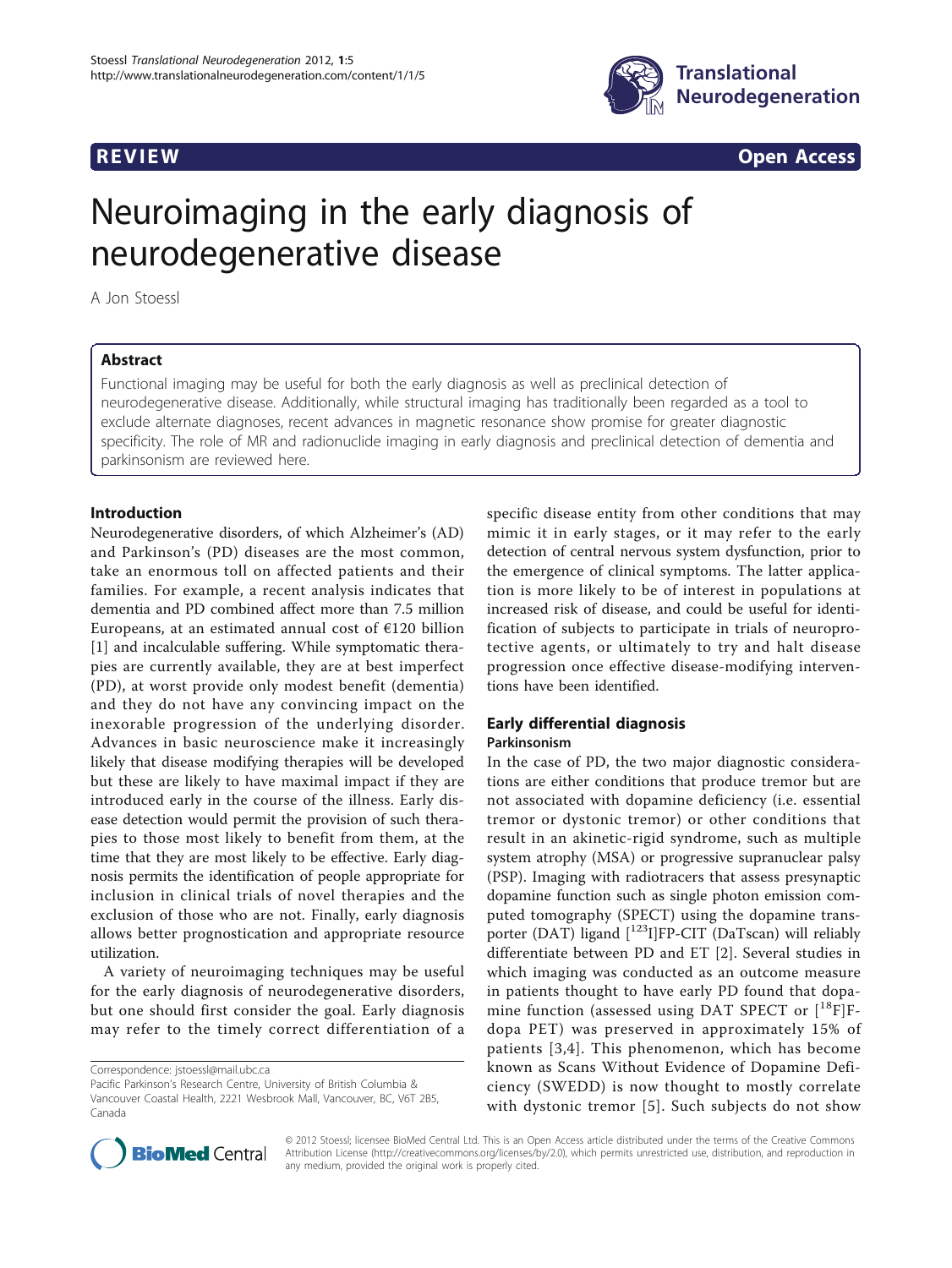**REVIEW** **Open Access**

# Neuroimaging in the early diagnosis of neurodegenerative disease

A Jon Stoessl

## Abstract

Functional imaging may be useful for both the early diagnosis as well as preclinical detection of neurodegenerative disease. Additionally, while structural imaging has traditionally been regarded as a tool to exclude alternate diagnoses, recent advances in magnetic resonance show promise for greater diagnostic specificity. The role of MR and radionuclide imaging in early diagnosis and preclinical detection of dementia and parkinsonism are reviewed here.

## Introduction

Neurodegenerative disorders, of which Alzheimer's (AD) and Parkinson's (PD) diseases are the most common, take an enormous toll on affected patients and their families. For example, a recent analysis indicates that dementia and PD combined affect more than 7.5 million Europeans, at an estimated annual cost of €120 billion [1] and incalculable suffering. While symptomatic therapies are currently available, they are at best imperfect (PD), at worst provide only modest benefit (dementia) and they do not have any convincing impact on the inexorable progression of the underlying disorder. Advances in basic neuroscience make it increasingly likely that disease modifying therapies will be developed but these are likely to have maximal impact if they are introduced early in the course of the illness. Early disease detection would permit the provision of such therapies to those most likely to benefit from them, at the time that they are most likely to be effective. Early diagnosis permits the identification of people appropriate for inclusion in clinical trials of novel therapies and the exclusion of those who are not. Finally, early diagnosis allows better prognostication and appropriate resource utilization.

A variety of neuroimaging techniques may be useful for the early diagnosis of neurodegenerative disorders, but one should first consider the goal. Early diagnosis may refer to the timely correct differentiation of a specific disease entity from other conditions that may mimic it in early stages, or it may refer to the early detection of central nervous system dysfunction, prior to the emergence of clinical symptoms. The latter application is more likely to be of interest in populations at increased risk of disease, and could be useful for identification of subjects to participate in trials of neuroprotective agents, or ultimately to try and halt disease progression once effective disease-modifying interventions have been identified.

Correspondence: jstoessl@mail.ubc.ca
Pacific Parkinson's Research Centre, University of British Columbia & Vancouver Coastal Health, 2221 Wesbrook Mall, Vancouver, BC, V6T 2B5, Canada

## Early differential diagnosis

### Parkinsonism

In the case of PD, the two major diagnostic considerations are either conditions that produce tremor but are not associated with dopamine deficiency (i.e. essential tremor or dystonic tremor) or other conditions that result in an akinetic-rigid syndrome, such as multiple system atrophy (MSA) or progressive supranuclear palsy (PSP). Imaging with radiotracers that assess presynaptic dopamine function such as single photon emission computed tomography (SPECT) using the dopamine transporter (DAT) ligand [$^{123}$I]FP-CIT (DaTscan) will reliably differentiate between PD and ET [2]. Several studies in which imaging was conducted as an outcome measure in patients thought to have early PD found that dopamine function (assessed using DAT SPECT or [$^{18}$F]F-dopa PET) was preserved in approximately 15% of patients [3,4]. This phenomenon, which has become known as Scans Without Evidence of Dopamine Deficiency (SWEDD) is now thought to mostly correlate with dystonic tremor [5]. Such subjects do not show

© 2012 Stoessl; licensee BioMed Central Ltd. This is an Open Access article distributed under the terms of the Creative Commons Attribution License (http://creativecommons.org/licenses/by/2.0), which permits unrestricted use, distribution, and reproduction in any medium, provided the original work is properly cited.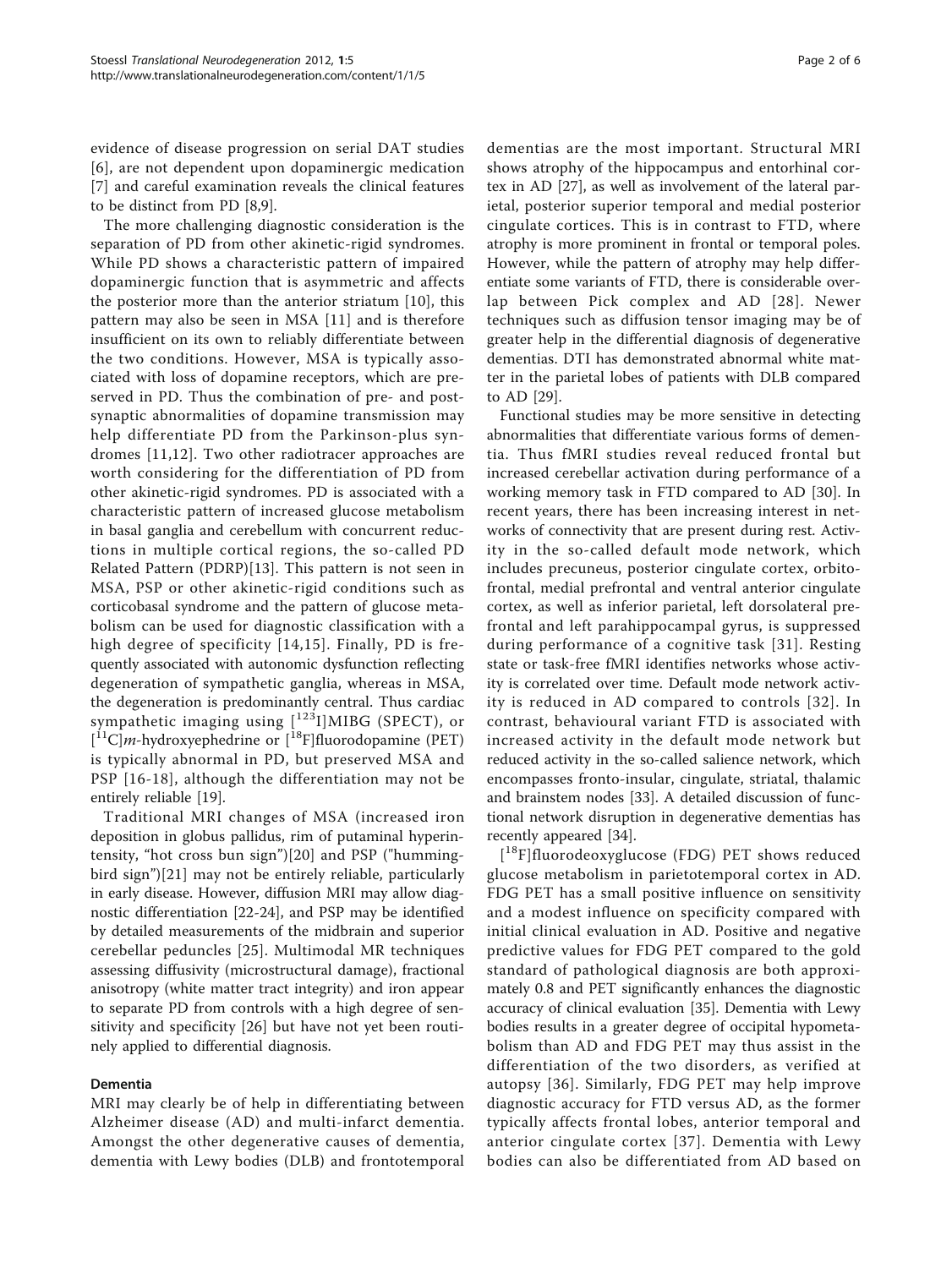evidence of disease progression on serial DAT studies [6], are not dependent upon dopaminergic medication [7] and careful examination reveals the clinical features to be distinct from PD [8,9].

The more challenging diagnostic consideration is the separation of PD from other akinetic-rigid syndromes. While PD shows a characteristic pattern of impaired dopaminergic function that is asymmetric and affects the posterior more than the anterior striatum [10], this pattern may also be seen in MSA [11] and is therefore insufficient on its own to reliably differentiate between the two conditions. However, MSA is typically associated with loss of dopamine receptors, which are preserved in PD. Thus the combination of pre- and postsynaptic abnormalities of dopamine transmission may help differentiate PD from the Parkinson-plus syndromes [11,12]. Two other radiotracer approaches are worth considering for the differentiation of PD from other akinetic-rigid syndromes. PD is associated with a characteristic pattern of increased glucose metabolism in basal ganglia and cerebellum with concurrent reductions in multiple cortical regions, the so-called PD Related Pattern (PDRP)[13]. This pattern is not seen in MSA, PSP or other akinetic-rigid conditions such as corticobasal syndrome and the pattern of glucose metabolism can be used for diagnostic classification with a high degree of specificity [14,15]. Finally, PD is frequently associated with autonomic dysfunction reflecting degeneration of sympathetic ganglia, whereas in MSA, the degeneration is predominantly central. Thus cardiac sympathetic imaging using [$^{123}$I]MIBG (SPECT), or [$^{11}$C]*m*-hydroxyephedrine or [$^{18}$F]fluorodopamine (PET) is typically abnormal in PD, but preserved MSA and PSP [16-18], although the differentiation may not be entirely reliable [19].

Traditional MRI changes of MSA (increased iron deposition in globus pallidus, rim of putaminal hyperintensity, "hot cross bun sign")[20] and PSP ("hummingbird sign")[21] may not be entirely reliable, particularly in early disease. However, diffusion MRI may allow diagnostic differentiation [22-24], and PSP may be identified by detailed measurements of the midbrain and superior cerebellar peduncles [25]. Multimodal MR techniques assessing diffusivity (microstructural damage), fractional anisotropy (white matter tract integrity) and iron appear to separate PD from controls with a high degree of sensitivity and specificity [26] but have not yet been routinely applied to differential diagnosis.

## Dementia

MRI may clearly be of help in differentiating between Alzheimer disease (AD) and multi-infarct dementia. Amongst the other degenerative causes of dementia, dementia with Lewy bodies (DLB) and frontotemporal dementias are the most important. Structural MRI shows atrophy of the hippocampus and entorhinal cortex in AD [27], as well as involvement of the lateral parietal, posterior superior temporal and medial posterior cingulate cortices. This is in contrast to FTD, where atrophy is more prominent in frontal or temporal poles. However, while the pattern of atrophy may help differentiate some variants of FTD, there is considerable overlap between Pick complex and AD [28]. Newer techniques such as diffusion tensor imaging may be of greater help in the differential diagnosis of degenerative dementias. DTI has demonstrated abnormal white matter in the parietal lobes of patients with DLB compared to AD [29].

Functional studies may be more sensitive in detecting abnormalities that differentiate various forms of dementia. Thus fMRI studies reveal reduced frontal but increased cerebellar activation during performance of a working memory task in FTD compared to AD [30]. In recent years, there has been increasing interest in networks of connectivity that are present during rest. Activity in the so-called default mode network, which includes precuneus, posterior cingulate cortex, orbitofrontal, medial prefrontal and ventral anterior cingulate cortex, as well as inferior parietal, left dorsolateral prefrontal and left parahippocampal gyrus, is suppressed during performance of a cognitive task [31]. Resting state or task-free fMRI identifies networks whose activity is correlated over time. Default mode network activity is reduced in AD compared to controls [32]. In contrast, behavioural variant FTD is associated with increased activity in the default mode network but reduced activity in the so-called salience network, which encompasses fronto-insular, cingulate, striatal, thalamic and brainstem nodes [33]. A detailed discussion of functional network disruption in degenerative dementias has recently appeared [34].

[$^{18}$F]fluorodeoxyglucose (FDG) PET shows reduced glucose metabolism in parietotemporal cortex in AD. FDG PET has a small positive influence on sensitivity and a modest influence on specificity compared with initial clinical evaluation in AD. Positive and negative predictive values for FDG PET compared to the gold standard of pathological diagnosis are both approximately 0.8 and PET significantly enhances the diagnostic accuracy of clinical evaluation [35]. Dementia with Lewy bodies results in a greater degree of occipital hypometabolism than AD and FDG PET may thus assist in the differentiation of the two disorders, as verified at autopsy [36]. Similarly, FDG PET may help improve diagnostic accuracy for FTD versus AD, as the former typically affects frontal lobes, anterior temporal and anterior cingulate cortex [37]. Dementia with Lewy bodies can also be differentiated from AD based on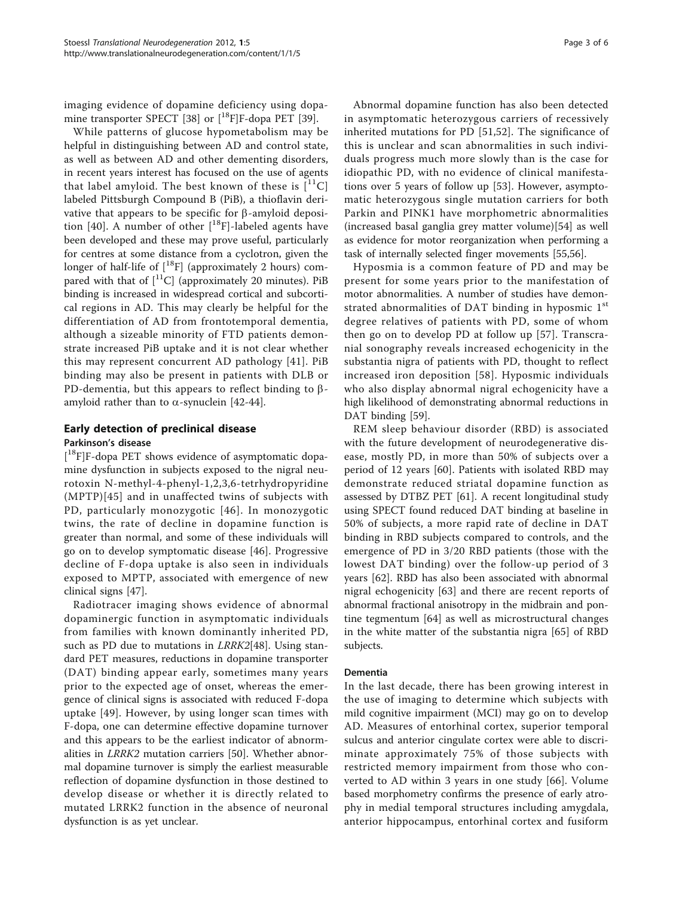imaging evidence of dopamine deficiency using dopamine transporter SPECT [38] or [$^{18}$F]F-dopa PET [39].

While patterns of glucose hypometabolism may be helpful in distinguishing between AD and control state, as well as between AD and other dementing disorders, in recent years interest has focused on the use of agents that label amyloid. The best known of these is [$^{11}$C] labeled Pittsburgh Compound B (PiB), a thioflavin derivative that appears to be specific for β-amyloid deposition [40]. A number of other [$^{18}$F]-labeled agents have been developed and these may prove useful, particularly for centres at some distance from a cyclotron, given the longer of half-life of [$^{18}$F] (approximately 2 hours) compared with that of [$^{11}$C] (approximately 20 minutes). PiB binding is increased in widespread cortical and subcortical regions in AD. This may clearly be helpful for the differentiation of AD from frontotemporal dementia, although a sizeable minority of FTD patients demonstrate increased PiB uptake and it is not clear whether this may represent concurrent AD pathology [41]. PiB binding may also be present in patients with DLB or PD-dementia, but this appears to reflect binding to β-amyloid rather than to α-synuclein [42-44].

## Early detection of preclinical disease

### Parkinson's disease

[$^{18}$F]F-dopa PET shows evidence of asymptomatic dopamine dysfunction in subjects exposed to the nigral neurotoxin N-methyl-4-phenyl-1,2,3,6-tetrhydropyridine (MPTP)[45] and in unaffected twins of subjects with PD, particularly monozygotic [46]. In monozygotic twins, the rate of decline in dopamine function is greater than normal, and some of these individuals will go on to develop symptomatic disease [46]. Progressive decline of F-dopa uptake is also seen in individuals exposed to MPTP, associated with emergence of new clinical signs [47].

Radiotracer imaging shows evidence of abnormal dopaminergic function in asymptomatic individuals from families with known dominantly inherited PD, such as PD due to mutations in *LRRK2*[48]. Using standard PET measures, reductions in dopamine transporter (DAT) binding appear early, sometimes many years prior to the expected age of onset, whereas the emergence of clinical signs is associated with reduced F-dopa uptake [49]. However, by using longer scan times with F-dopa, one can determine effective dopamine turnover and this appears to be the earliest indicator of abnormalities in *LRRK2* mutation carriers [50]. Whether abnormal dopamine turnover is simply the earliest measurable reflection of dopamine dysfunction in those destined to develop disease or whether it is directly related to mutated LRRK2 function in the absence of neuronal dysfunction is as yet unclear.

Abnormal dopamine function has also been detected in asymptomatic heterozygous carriers of recessively inherited mutations for PD [51,52]. The significance of this is unclear and scan abnormalities in such individuals progress much more slowly than is the case for idiopathic PD, with no evidence of clinical manifestations over 5 years of follow up [53]. However, asymptomatic heterozygous single mutation carriers for both Parkin and PINK1 have morphometric abnormalities (increased basal ganglia grey matter volume)[54] as well as evidence for motor reorganization when performing a task of internally selected finger movements [55,56].

Hyposmia is a common feature of PD and may be present for some years prior to the manifestation of motor abnormalities. A number of studies have demonstrated abnormalities of DAT binding in hyposmic 1$^{st}$ degree relatives of patients with PD, some of whom then go on to develop PD at follow up [57]. Transcranial sonography reveals increased echogenicity in the substantia nigra of patients with PD, thought to reflect increased iron deposition [58]. Hyposmic individuals who also display abnormal nigral echogenicity have a high likelihood of demonstrating abnormal reductions in DAT binding [59].

REM sleep behaviour disorder (RBD) is associated with the future development of neurodegenerative disease, mostly PD, in more than 50% of subjects over a period of 12 years [60]. Patients with isolated RBD may demonstrate reduced striatal dopamine function as assessed by DTBZ PET [61]. A recent longitudinal study using SPECT found reduced DAT binding at baseline in 50% of subjects, a more rapid rate of decline in DAT binding in RBD subjects compared to controls, and the emergence of PD in 3/20 RBD patients (those with the lowest DAT binding) over the follow-up period of 3 years [62]. RBD has also been associated with abnormal nigral echogenicity [63] and there are recent reports of abnormal fractional anisotropy in the midbrain and pontine tegmentum [64] as well as microstructural changes in the white matter of the substantia nigra [65] of RBD subjects.

### Dementia

In the last decade, there has been growing interest in the use of imaging to determine which subjects with mild cognitive impairment (MCI) may go on to develop AD. Measures of entorhinal cortex, superior temporal sulcus and anterior cingulate cortex were able to discriminate approximately 75% of those subjects with restricted memory impairment from those who converted to AD within 3 years in one study [66]. Volume based morphometry confirms the presence of early atrophy in medial temporal structures including amygdala, anterior hippocampus, entorhinal cortex and fusiform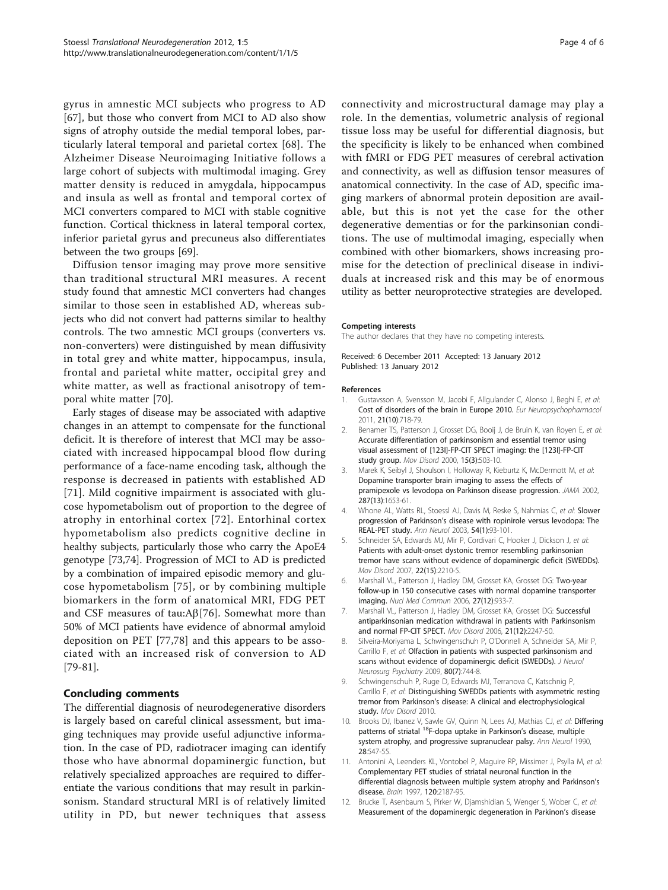gyrus in amnestic MCI subjects who progress to AD [67], but those who convert from MCI to AD also show signs of atrophy outside the medial temporal lobes, particularly lateral temporal and parietal cortex [68]. The Alzheimer Disease Neuroimaging Initiative follows a large cohort of subjects with multimodal imaging. Grey matter density is reduced in amygdala, hippocampus and insula as well as frontal and temporal cortex of MCI converters compared to MCI with stable cognitive function. Cortical thickness in lateral temporal cortex, inferior parietal gyrus and precuneus also differentiates between the two groups [69].

Diffusion tensor imaging may prove more sensitive than traditional structural MRI measures. A recent study found that amnestic MCI converters had changes similar to those seen in established AD, whereas subjects who did not convert had patterns similar to healthy controls. The two amnestic MCI groups (converters vs. non-converters) were distinguished by mean diffusivity in total grey and white matter, hippocampus, insula, frontal and parietal white matter, occipital grey and white matter, as well as fractional anisotropy of temporal white matter [70].

Early stages of disease may be associated with adaptive changes in an attempt to compensate for the functional deficit. It is therefore of interest that MCI may be associated with increased hippocampal blood flow during performance of a face-name encoding task, although the response is decreased in patients with established AD [71]. Mild cognitive impairment is associated with glucose hypometabolism out of proportion to the degree of atrophy in entorhinal cortex [72]. Entorhinal cortex hypometabolism also predicts cognitive decline in healthy subjects, particularly those who carry the ApoE4 genotype [73,74]. Progression of MCI to AD is predicted by a combination of impaired episodic memory and glucose hypometabolism [75], or by combining multiple biomarkers in the form of anatomical MRI, FDG PET and CSF measures of tau:Aβ[76]. Somewhat more than 50% of MCI patients have evidence of abnormal amyloid deposition on PET [77,78] and this appears to be associated with an increased risk of conversion to AD [79-81].

## Concluding comments

The differential diagnosis of neurodegenerative disorders is largely based on careful clinical assessment, but imaging techniques may provide useful adjunctive information. In the case of PD, radiotracer imaging can identify those who have abnormal dopaminergic function, but relatively specialized approaches are required to differentiate the various conditions that may result in parkinsonism. Standard structural MRI is of relatively limited utility in PD, but newer techniques that assess connectivity and microstructural damage may play a role. In the dementias, volumetric analysis of regional tissue loss may be useful for differential diagnosis, but the specificity is likely to be enhanced when combined with fMRI or FDG PET measures of cerebral activation and connectivity, as well as diffusion tensor measures of anatomical connectivity. In the case of AD, specific imaging markers of abnormal protein deposition are available, but this is not yet the case for the other degenerative dementias or for the parkinsonian conditions. The use of multimodal imaging, especially when combined with other biomarkers, shows increasing promise for the detection of preclinical disease in individuals at increased risk and this may be of enormous utility as better neuroprotective strategies are developed.

#### Competing interests

The author declares that they have no competing interests.

Received: 6 December 2011 Accepted: 13 January 2012
Published: 13 January 2012

#### References

1. Gustavsson A, Svensson M, Jacobi F, Allgulander C, Alonso J, Beghi E, *et al*: **Cost of disorders of the brain in Europe 2010.** *Eur Neuropsychopharmacol* 2011, **21(10)**:718-79.
2. Benamer TS, Patterson J, Grosset DG, Booij J, de Bruin K, van Royen E, *et al*: **Accurate differentiation of parkinsonism and essential tremor using visual assessment of [123I]-FP-CIT SPECT imaging: the [123I]-FP-CIT study group.** *Mov Disord* 2000, **15(3)**:503-10.
3. Marek K, Seibyl J, Shoulson I, Holloway R, Kieburtz K, McDermott M, *et al*: **Dopamine transporter brain imaging to assess the effects of pramipexole vs levodopa on Parkinson disease progression.** *JAMA* 2002, **287(13)**:1653-61.
4. Whone AL, Watts RL, Stoessl AJ, Davis M, Reske S, Nahmias C, *et al*: **Slower progression of Parkinson's disease with ropinirole versus levodopa: The REAL-PET study.** *Ann Neurol* 2003, **54(1)**:93-101.
5. Schneider SA, Edwards MJ, Mir P, Cordivari C, Hooker J, Dickson J, *et al*: **Patients with adult-onset dystonic tremor resembling parkinsonian tremor have scans without evidence of dopaminergic deficit (SWEDDs).** *Mov Disord* 2007, **22(15)**:2210-5.
6. Marshall VL, Patterson J, Hadley DM, Grosset KA, Grosset DG: **Two-year follow-up in 150 consecutive cases with normal dopamine transporter imaging.** *Nucl Med Commun* 2006, **27(12)**:933-7.
7. Marshall VL, Patterson J, Hadley DM, Grosset KA, Grosset DG: **Successful antiparkinsonian medication withdrawal in patients with Parkinsonism and normal FP-CIT SPECT.** *Mov Disord* 2006, **21(12)**:2247-50.
8. Silveira-Moriyama L, Schwingenschuh P, O'Donnell A, Schneider SA, Mir P, Carrillo F, *et al*: **Olfaction in patients with suspected parkinsonism and scans without evidence of dopaminergic deficit (SWEDDs).** *J Neurol Neurosurg Psychiatry* 2009, **80(7)**:744-8.
9. Schwingenschuh P, Ruge D, Edwards MJ, Terranova C, Katschnig P, Carrillo F, *et al*: **Distinguishing SWEDDs patients with asymmetric resting tremor from Parkinson's disease: A clinical and electrophysiological study.** *Mov Disord* 2010.
10. Brooks DJ, Ibanez V, Sawle GV, Quinn N, Lees AJ, Mathias CJ, *et al*: **Differing patterns of striatal $^{18}$F-dopa uptake in Parkinson's disease, multiple system atrophy, and progressive supranuclear palsy.** *Ann Neurol* 1990, **28**:547-55.
11. Antonini A, Leenders KL, Vontobel P, Maguire RP, Missimer J, Psylla M, *et al*: **Complementary PET studies of striatal neuronal function in the differential diagnosis between multiple system atrophy and Parkinson's disease.** *Brain* 1997, **120**:2187-95.
12. Brucke T, Asenbaum S, Pirker W, Djamshidian S, Wenger S, Wober C, *et al*: **Measurement of the dopaminergic degeneration in Parkinon's disease**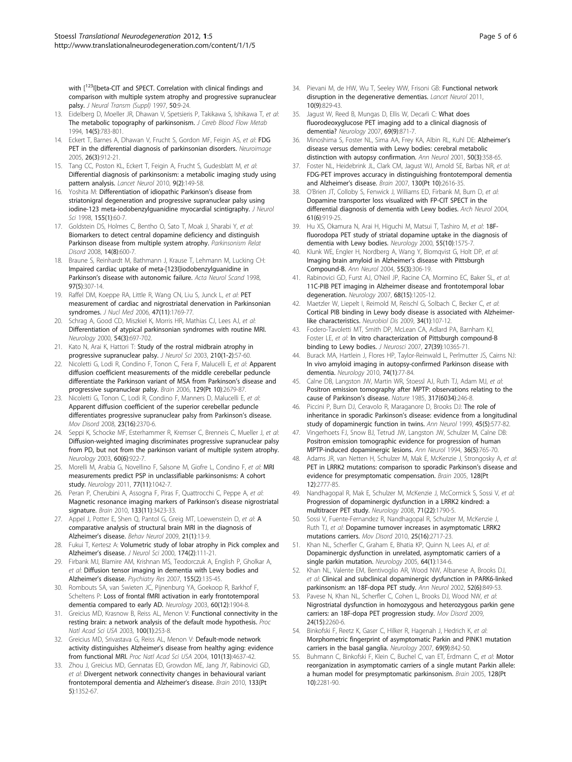with [123I]beta-CIT and SPECT. Correlation with clinical findings and comparison with multiple system atrophy and progressive supranuclear palsy. *J Neural Transm (Suppl)* 1997, **50**:9-24.

13. Eidelberg D, Moeller JR, Dhawan V, Spetsieris P, Takikawa S, Ishikawa T, *et al*: **The metabolic topography of parkinsonism.** *J Cereb Blood Flow Metab* 1994, **14(5)**:783-801.
14. Eckert T, Barnes A, Dhawan V, Frucht S, Gordon MF, Feigin AS, *et al*: **FDG PET in the differential diagnosis of parkinsonian disorders.** *Neuroimage* 2005, **26(3)**:912-21.
15. Tang CC, Poston KL, Eckert T, Feigin A, Frucht S, Gudesblatt M, *et al*: **Differential diagnosis of parkinsonism: a metabolic imaging study using pattern analysis.** *Lancet Neurol* 2010, **9(2)**:149-58.
16. Yoshita M: **Differentiation of idiopathic Parkinson's disease from striatonigral degeneration and progressive supranuclear palsy using iodine-123 meta-iodobenzylguanidine myocardial scintigraphy.** *J Neurol Sci* 1998, **155(1)**:60-7.
17. Goldstein DS, Holmes C, Bentho O, Sato T, Moak J, Sharabi Y, *et al*: **Biomarkers to detect central dopamine deficiency and distinguish Parkinson disease from multiple system atrophy.** *Parkinsonism Relat Disord* 2008, **14(8)**:600-7.
18. Braune S, Reinhardt M, Bathmann J, Krause T, Lehmann M, Lucking CH: **Impaired cardiac uptake of meta-[123I]iodobenzylguanidine in Parkinson's disease with autonomic failure.** *Acta Neurol Scand* 1998, **97(5)**:307-14.
19. Raffel DM, Koeppe RA, Little R, Wang CN, Liu S, Junck L, *et al*: **PET measurement of cardiac and nigrostriatal denervation in Parkinsonian syndromes.** *J Nucl Med* 2006, **47(11)**:1769-77.
20. Schrag A, Good CD, Miszkiel K, Morris HR, Mathias CJ, Lees AJ, *et al*: **Differentiation of atypical parkinsonian syndromes with routine MRI.** *Neurology* 2000, **54(3)**:697-702.
21. Kato N, Arai K, Hattori T: **Study of the rostral midbrain atrophy in progressive supranuclear palsy.** *J Neurol Sci* 2003, **210(1-2)**:57-60.
22. Nicoletti G, Lodi R, Condino F, Tonon C, Fera F, Malucelli E, *et al*: **Apparent diffusion coefficient measurements of the middle cerebellar peduncle differentiate the Parkinson variant of MSA from Parkinson's disease and progressive supranuclear palsy.** *Brain* 2006, **129(Pt 10)**:2679-87.
23. Nicoletti G, Tonon C, Lodi R, Condino F, Manners D, Malucelli E, *et al*: **Apparent diffusion coefficient of the superior cerebellar peduncle differentiates progressive supranuclear palsy from Parkinson's disease.** *Mov Disord* 2008, **23(16)**:2370-6.
24. Seppi K, Schocke MF, Esterhammer R, Kremser C, Brenneis C, Mueller J, *et al*: **Diffusion-weighted imaging discriminates progressive supranuclear palsy from PD, but not from the parkinson variant of multiple system atrophy.** *Neurology* 2003, **60(6)**:922-7.
25. Morelli M, Arabia G, Novellino F, Salsone M, Giofre L, Condino F, *et al*: **MRI measurements predict PSP in unclassifiable parkinsonisms: A cohort study.** *Neurology* 2011, **77(11)**:1042-7.
26. Peran P, Cherubini A, Assogna F, Piras F, Quattrocchi C, Peppe A, *et al*: **Magnetic resonance imaging markers of Parkinson's disease nigrostriatal signature.** *Brain* 2010, **133(11)**:3423-33.
27. Appel J, Potter E, Shen Q, Pantol G, Greig MT, Loewenstein D, *et al*: **A comparative analysis of structural brain MRI in the diagnosis of Alzheimer's disease.** *Behav Neurol* 2009, **21(1)**:13-9.
28. Fukui T, Kertesz A: **Volumetric study of lobar atrophy in Pick complex and Alzheimer's disease.** *J Neurol Sci* 2000, **174(2)**:111-21.
29. Firbank MJ, Blamire AM, Krishnan MS, Teodorczuk A, English P, Gholkar A, *et al*: **Diffusion tensor imaging in dementia with Lewy bodies and Alzheimer's disease.** *Psychiatry Res* 2007, **155(2)**:135-45.
30. Rombouts SA, van Swieten JC, Pijnenburg YA, Goekoop R, Barkhof F, Scheltens P: **Loss of frontal fMRI activation in early frontotemporal dementia compared to early AD.** *Neurology* 2003, **60(12)**:1904-8.
31. Greicius MD, Krasnow B, Reiss AL, Menon V: **Functional connectivity in the resting brain: a network analysis of the default mode hypothesis.** *Proc Natl Acad Sci USA* 2003, **100(1)**:253-8.
32. Greicius MD, Srivastava G, Reiss AL, Menon V: **Default-mode network activity distinguishes Alzheimer's disease from healthy aging: evidence from functional MRI.** *Proc Natl Acad Sci USA* 2004, **101(13)**:4637-42.
33. Zhou J, Greicius MD, Gennatas ED, Growdon ME, Jang JY, Rabinovici GD, *et al*: **Divergent network connectivity changes in behavioural variant frontotemporal dementia and Alzheimer's disease.** *Brain* 2010, **133(Pt 5)**:1352-67.
34. Pievani M, de HW, Wu T, Seeley WW, Frisoni GB: **Functional network disruption in the degenerative dementias.** *Lancet Neurol* 2011, **10(9)**:829-43.
35. Jagust W, Reed B, Mungas D, Ellis W, Decarli C: **What does fluorodeoxyglucose PET imaging add to a clinical diagnosis of dementia?** *Neurology* 2007, **69(9)**:871-7.
36. Minoshima S, Foster NL, Sima AA, Frey KA, Albin RL, Kuhl DE: **Alzheimer's disease versus dementia with Lewy bodies: cerebral metabolic distinction with autopsy confirmation.** *Ann Neurol* 2001, **50(3)**:358-65.
37. Foster NL, Heidebrink JL, Clark CM, Jagust WJ, Arnold SE, Barbas NR, *et al*: **FDG-PET improves accuracy in distinguishing frontotemporal dementia and Alzheimer's disease.** *Brain* 2007, **130(Pt 10)**:2616-35.
38. O'Brien JT, Colloby S, Fenwick J, Williams ED, Firbank M, Burn D, *et al*: **Dopamine transporter loss visualized with FP-CIT SPECT in the differential diagnosis of dementia with Lewy bodies.** *Arch Neurol* 2004, **61(6)**:919-25.
39. Hu XS, Okamura N, Arai H, Higuchi M, Matsui T, Tashiro M, *et al*: **18F-fluorodopa PET study of striatal dopamine uptake in the diagnosis of dementia with Lewy bodies.** *Neurology* 2000, **55(10)**:1575-7.
40. Klunk WE, Engler H, Nordberg A, Wang Y, Blomqvist G, Holt DP, *et al*: **Imaging brain amyloid in Alzheimer's disease with Pittsburgh Compound-B.** *Ann Neurol* 2004, **55(3)**:306-19.
41. Rabinovici GD, Furst AJ, O'Neil JP, Racine CA, Mormino EC, Baker SL, *et al*: **11C-PIB PET imaging in Alzheimer disease and frontotemporal lobar degeneration.** *Neurology* 2007, **68(15)**:1205-12.
42. Maetzler W, Liepelt I, Reimold M, Reischl G, Solbach C, Becker C, *et al*: **Cortical PIB binding in Lewy body disease is associated with Alzheimer-like characteristics.** *Neurobiol Dis* 2009, **34(1)**:107-12.
43. Fodero-Tavoletti MT, Smith DP, McLean CA, Adlard PA, Barnham KJ, Foster LE, *et al*: **In vitro characterization of Pittsburgh compound-B binding to Lewy bodies.** *J Neurosci* 2007, **27(39)**:10365-71.
44. Burack MA, Hartlein J, Flores HP, Taylor-Reinwald L, Perlmutter JS, Cairns NJ: **In vivo amyloid imaging in autopsy-confirmed Parkinson disease with dementia.** *Neurology* 2010, **74(1)**:77-84.
45. Calne DB, Langston JW, Martin WR, Stoessl AJ, Ruth TJ, Adam MJ, *et al*: **Positron emission tomography after MPTP: observations relating to the cause of Parkinson's disease.** *Nature* 1985, **317(6034)**:246-8.
46. Piccini P, Burn DJ, Ceravolo R, Maraganore D, Brooks DJ: **The role of inheritance in sporadic Parkinson's disease: evidence from a longitudinal study of dopaminergic function in twins.** *Ann Neurol* 1999, **45(5)**:577-82.
47. Vingerhoets FJ, Snow BJ, Tetrud JW, Langston JW, Schulzer M, Calne DB: **Positron emission tomographic evidence for progression of human MPTP-induced dopaminergic lesions.** *Ann Neurol* 1994, **36(5)**:765-70.
48. Adams JR, van Netten H, Schulzer M, Mak E, McKenzie J, Strongosky A, *et al*: **PET in LRRK2 mutations: comparison to sporadic Parkinson's disease and evidence for presymptomatic compensation.** *Brain* 2005, **128(Pt 12)**:2777-85.
49. Nandhagopal R, Mak E, Schulzer M, McKenzie J, McCormick S, Sossi V, *et al*: **Progression of dopaminergic dysfunction in a LRRK2 kindred: a multitracer PET study.** *Neurology* 2008, **71(22)**:1790-5.
50. Sossi V, Fuente-Fernandez R, Nandhagopal R, Schulzer M, McKenzie J, Ruth TJ, *et al*: **Dopamine turnover increases in asymptomatic LRRK2 mutations carriers.** *Mov Disord* 2010, **25(16)**:2717-23.
51. Khan NL, Scherfler C, Graham E, Bhatia KP, Quinn N, Lees AJ, *et al*: **Dopaminergic dysfunction in unrelated, asymptomatic carriers of a single parkin mutation.** *Neurology* 2005, **64(1)**:134-6.
52. Khan NL, Valente EM, Bentivoglio AR, Wood NW, Albanese A, Brooks DJ, *et al*: **Clinical and subclinical dopaminergic dysfunction in PARK6-linked parkinsonism: an 18F-dopa PET study.** *Ann Neurol* 2002, **52(6)**:849-53.
53. Pavese N, Khan NL, Scherfler C, Cohen L, Brooks DJ, Wood NW, *et al*: **Nigrostriatal dysfunction in homozygous and heterozygous parkin gene carriers: an 18F-dopa PET progression study.** *Mov Disord* 2009, **24(15)**:2260-6.
54. Binkofski F, Reetz K, Gaser C, Hilker R, Hagenah J, Hedrich K, *et al*: **Morphometric fingerprint of asymptomatic Parkin and PINK1 mutation carriers in the basal ganglia.** *Neurology* 2007, **69(9)**:842-50.
55. Buhmann C, Binkofski F, Klein C, Buchel C, van ET, Erdmann C, *et al*: **Motor reorganization in asymptomatic carriers of a single mutant Parkin allele: a human model for presymptomatic parkinsonism.** *Brain* 2005, **128(Pt 10)**:2281-90.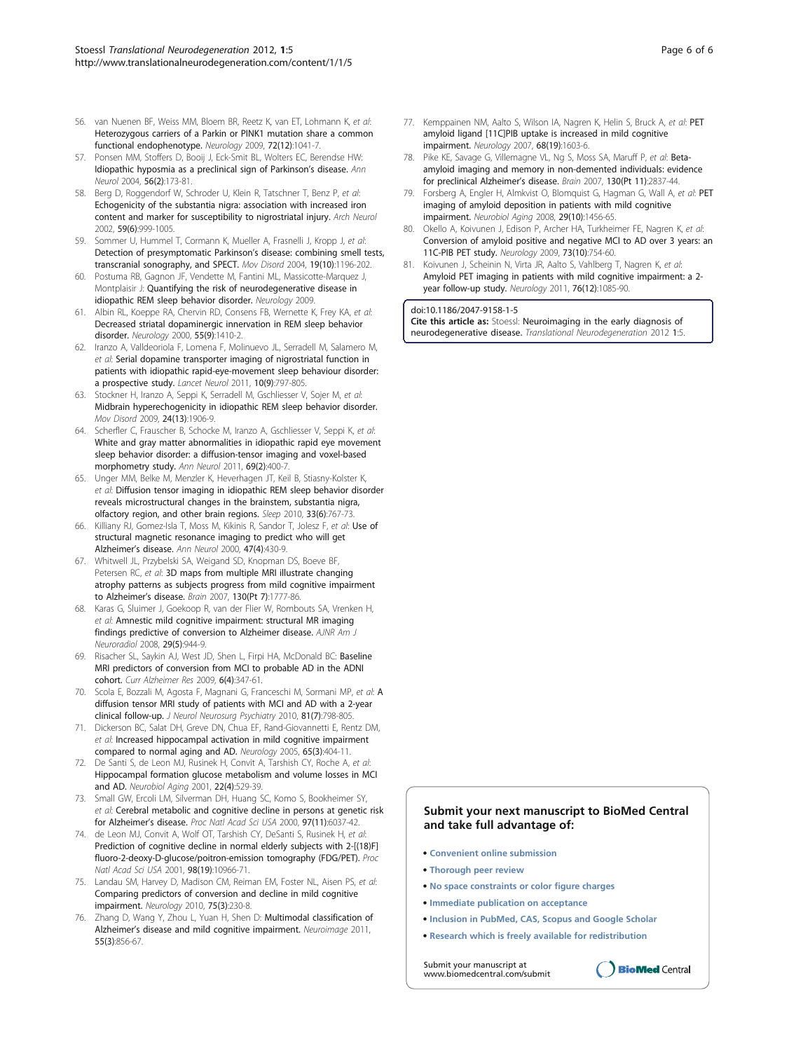56. van Nuenen BF, Weiss MM, Bloem BR, Reetz K, van ET, Lohmann K, *et al*: **Heterozygous carriers of a Parkin or PINK1 mutation share a common functional endophenotype.** *Neurology* 2009, **72(12)**:1041-7.
57. Ponsen MM, Stoffers D, Booij J, Eck-Smit BL, Wolters EC, Berendse HW: **Idiopathic hyposmia as a preclinical sign of Parkinson's disease.** *Ann Neurol* 2004, **56(2)**:173-81.
58. Berg D, Roggendorf W, Schroder U, Klein R, Tatschner T, Benz P, *et al*: **Echogenicity of the substantia nigra: association with increased iron content and marker for susceptibility to nigrostriatal injury.** *Arch Neurol* 2002, **59(6)**:999-1005.
59. Sommer U, Hummel T, Cormann K, Mueller A, Frasnelli J, Kropp J, *et al*: **Detection of presymptomatic Parkinson's disease: combining smell tests, transcranial sonography, and SPECT.** *Mov Disord* 2004, **19(10)**:1196-202.
60. Postuma RB, Gagnon JF, Vendette M, Fantini ML, Massicotte-Marquez J, Montplaisir J: **Quantifying the risk of neurodegenerative disease in idiopathic REM sleep behavior disorder.** *Neurology* 2009.
61. Albin RL, Koeppe RA, Chervin RD, Consens FB, Wernette K, Frey KA, *et al*: **Decreased striatal dopaminergic innervation in REM sleep behavior disorder.** *Neurology* 2000, **55(9)**:1410-2.
62. Iranzo A, Valldeoriola F, Lomena F, Molinuevo JL, Serradell M, Salamero M, *et al*: **Serial dopamine transporter imaging of nigrostriatal function in patients with idiopathic rapid-eye-movement sleep behaviour disorder: a prospective study.** *Lancet Neurol* 2011, **10(9)**:797-805.
63. Stockner H, Iranzo A, Seppi K, Serradell M, Gschliesser V, Sojer M, *et al*: **Midbrain hyperechogenicity in idiopathic REM sleep behavior disorder.** *Mov Disord* 2009, **24(13)**:1906-9.
64. Scherfler C, Frauscher B, Schocke M, Iranzo A, Gschliesser V, Seppi K, *et al*: **White and gray matter abnormalities in idiopathic rapid eye movement sleep behavior disorder: a diffusion-tensor imaging and voxel-based morphometry study.** *Ann Neurol* 2011, **69(2)**:400-7.
65. Unger MM, Belke M, Menzler K, Heverhagen JT, Keil B, Stiasny-Kolster K, *et al*: **Diffusion tensor imaging in idiopathic REM sleep behavior disorder reveals microstructural changes in the brainstem, substantia nigra, olfactory region, and other brain regions.** *Sleep* 2010, **33(6)**:767-73.
66. Killiany RJ, Gomez-Isla T, Moss M, Kikinis R, Sandor T, Jolesz F, *et al*: **Use of structural magnetic resonance imaging to predict who will get Alzheimer's disease.** *Ann Neurol* 2000, **47(4)**:430-9.
67. Whitwell JL, Przybelski SA, Weigand SD, Knopman DS, Boeve BF, Petersen RC, *et al*: **3D maps from multiple MRI illustrate changing atrophy patterns as subjects progress from mild cognitive impairment to Alzheimer's disease.** *Brain* 2007, **130(Pt 7)**:1777-86.
68. Karas G, Sluimer J, Goekoop R, van der Flier W, Rombouts SA, Vrenken H, *et al*: **Amnestic mild cognitive impairment: structural MR imaging findings predictive of conversion to Alzheimer disease.** *AJNR Am J Neuroradiol* 2008, **29(5)**:944-9.
69. Risacher SL, Saykin AJ, West JD, Shen L, Firpi HA, McDonald BC: **Baseline MRI predictors of conversion from MCI to probable AD in the ADNI cohort.** *Curr Alzheimer Res* 2009, **6(4)**:347-61.
70. Scola E, Bozzali M, Agosta F, Magnani G, Franceschi M, Sormani MP, *et al*: **A diffusion tensor MRI study of patients with MCI and AD with a 2-year clinical follow-up.** *J Neurol Neurosurg Psychiatry* 2010, **81(7)**:798-805.
71. Dickerson BC, Salat DH, Greve DN, Chua EF, Rand-Giovannetti E, Rentz DM, *et al*: **Increased hippocampal activation in mild cognitive impairment compared to normal aging and AD.** *Neurology* 2005, **65(3)**:404-11.
72. De Santi S, de Leon MJ, Rusinek H, Convit A, Tarshish CY, Roche A, *et al*: **Hippocampal formation glucose metabolism and volume losses in MCI and AD.** *Neurobiol Aging* 2001, **22(4)**:529-39.
73. Small GW, Ercoli LM, Silverman DH, Huang SC, Komo S, Bookheimer SY, *et al*: **Cerebral metabolic and cognitive decline in persons at genetic risk for Alzheimer's disease.** *Proc Natl Acad Sci USA* 2000, **97(11)**:6037-42.
74. de Leon MJ, Convit A, Wolf OT, Tarshish CY, DeSanti S, Rusinek H, *et al*: **Prediction of cognitive decline in normal elderly subjects with 2-[(18)F] fluoro-2-deoxy-D-glucose/poitron-emission tomography (FDG/PET).** *Proc Natl Acad Sci USA* 2001, **98(19)**:10966-71.
75. Landau SM, Harvey D, Madison CM, Reiman EM, Foster NL, Aisen PS, *et al*: **Comparing predictors of conversion and decline in mild cognitive impairment.** *Neurology* 2010, **75(3)**:230-8.
76. Zhang D, Wang Y, Zhou L, Yuan H, Shen D: **Multimodal classification of Alzheimer's disease and mild cognitive impairment.** *Neuroimage* 2011, **55(3)**:856-67.
77. Kemppainen NM, Aalto S, Wilson IA, Nagren K, Helin S, Bruck A, *et al*: **PET amyloid ligand [11C]PIB uptake is increased in mild cognitive impairment.** *Neurology* 2007, **68(19)**:1603-6.
78. Pike KE, Savage G, Villemagne VL, Ng S, Moss SA, Maruff P, *et al*: **Beta-amyloid imaging and memory in non-demented individuals: evidence for preclinical Alzheimer's disease.** *Brain* 2007, **130(Pt 11)**:2837-44.
79. Forsberg A, Engler H, Almkvist O, Blomquist G, Hagman G, Wall A, *et al*: **PET imaging of amyloid deposition in patients with mild cognitive impairment.** *Neurobiol Aging* 2008, **29(10)**:1456-65.
80. Okello A, Koivunen J, Edison P, Archer HA, Turkheimer FE, Nagren K, *et al*: **Conversion of amyloid positive and negative MCI to AD over 3 years: an 11C-PIB PET study.** *Neurology* 2009, **73(10)**:754-60.
81. Koivunen J, Scheinin N, Virta JR, Aalto S, Vahlberg T, Nagren K, *et al*: **Amyloid PET imaging in patients with mild cognitive impairment: a 2-year follow-up study.** *Neurology* 2011, **76(12)**:1085-90.

doi:10.1186/2047-9158-1-5

**Cite this article as:** Stoessl: Neuroimaging in the early diagnosis of neurodegenerative disease. *Translational Neurodegeneration* 2012 **1**:5.

**Submit your next manuscript to BioMed Central and take full advantage of:**

- **Convenient online submission**
- **Thorough peer review**
- **No space constraints or color figure charges**
- **Immediate publication on acceptance**
- **Inclusion in PubMed, CAS, Scopus and Google Scholar**
- **Research which is freely available for redistribution**

Submit your manuscript at www.biomedcentral.com/submit

BioMed Central